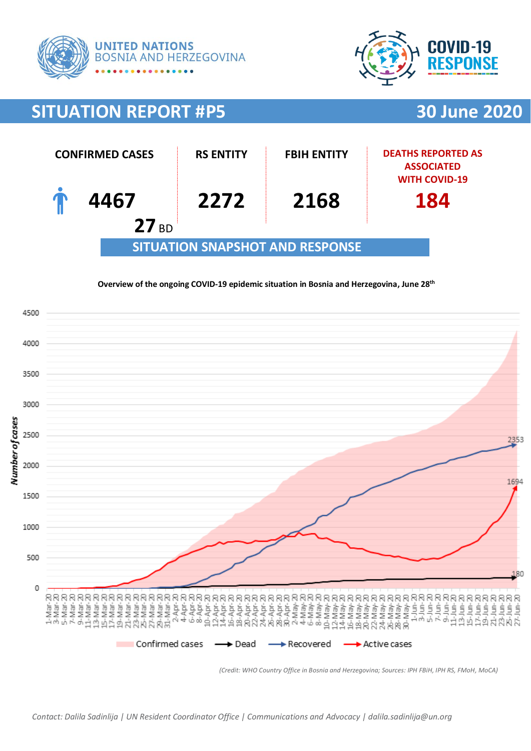UNITED NATIONS
BOSNIA AND HERZEGOVINA

COVID-19 RESPONSE

# SITUATION REPORT #P5 — 30 June 2020

| CONFIRMED CASES | RS ENTITY | FBIH ENTITY | DEATHS REPORTED AS ASSOCIATED WITH COVID-19 |
|---|---|---|---|
| 4467 | 2272 | 2168 | 184 |
| 27 BD | | | |

## SITUATION SNAPSHOT AND RESPONSE

**Overview of the ongoing COVID-19 epidemic situation in Bosnia and Herzegovina, June 28th**

*(Credit: WHO Country Office in Bosnia and Herzegovina; Sources: IPH FBiH, IPH RS, FMoH, MoCA)*

*Contact: Dalila Sadinlija | UN Resident Coordinator Office | Communications and Advocacy | dalila.sadinlija@un.org*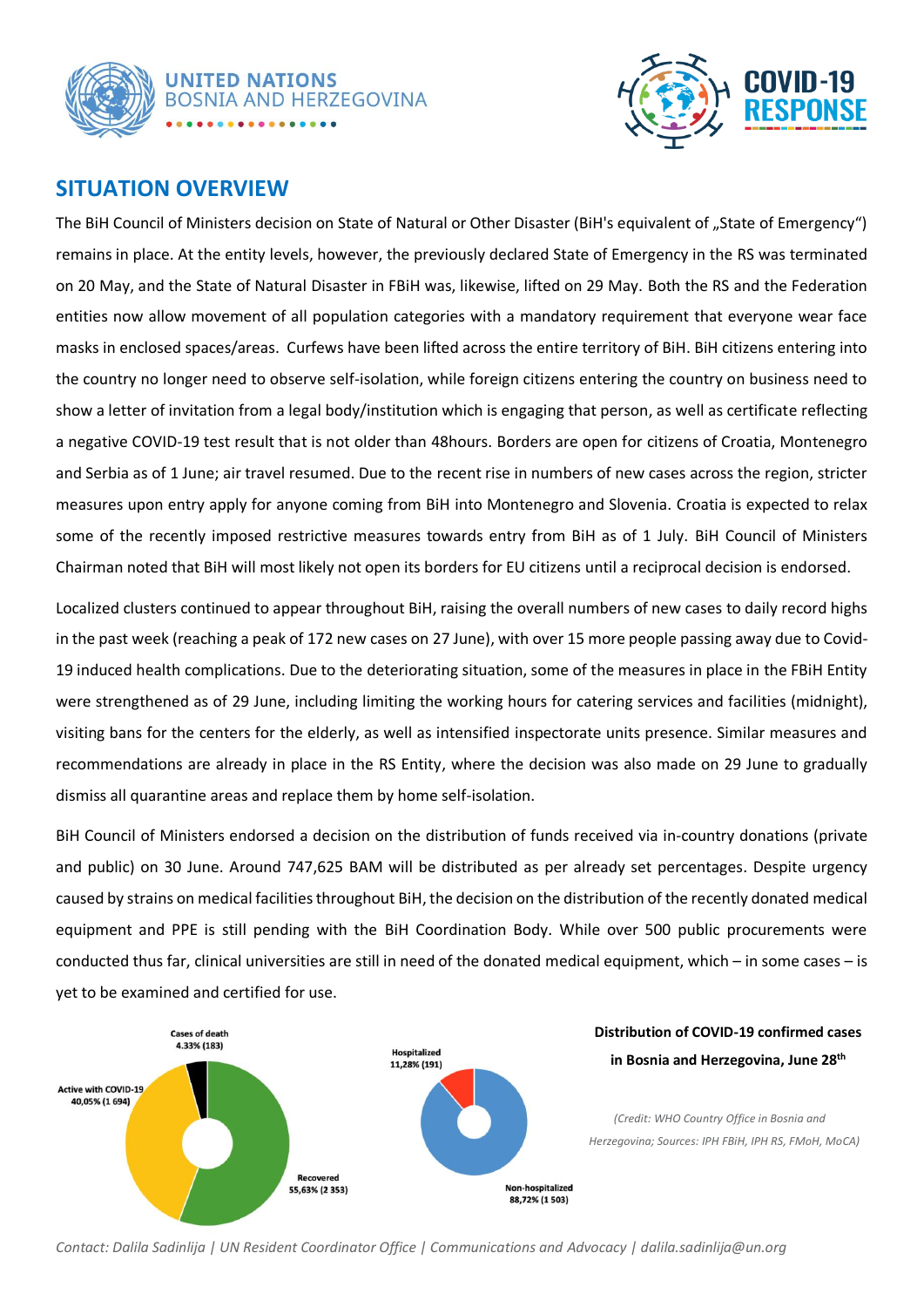## SITUATION OVERVIEW

The BiH Council of Ministers decision on State of Natural or Other Disaster (BiH's equivalent of „State of Emergency") remains in place. At the entity levels, however, the previously declared State of Emergency in the RS was terminated on 20 May, and the State of Natural Disaster in FBiH was, likewise, lifted on 29 May. Both the RS and the Federation entities now allow movement of all population categories with a mandatory requirement that everyone wear face masks in enclosed spaces/areas. Curfews have been lifted across the entire territory of BiH. BiH citizens entering into the country no longer need to observe self-isolation, while foreign citizens entering the country on business need to show a letter of invitation from a legal body/institution which is engaging that person, as well as certificate reflecting a negative COVID-19 test result that is not older than 48hours. Borders are open for citizens of Croatia, Montenegro and Serbia as of 1 June; air travel resumed. Due to the recent rise in numbers of new cases across the region, stricter measures upon entry apply for anyone coming from BiH into Montenegro and Slovenia. Croatia is expected to relax some of the recently imposed restrictive measures towards entry from BiH as of 1 July. BiH Council of Ministers Chairman noted that BiH will most likely not open its borders for EU citizens until a reciprocal decision is endorsed.

Localized clusters continued to appear throughout BiH, raising the overall numbers of new cases to daily record highs in the past week (reaching a peak of 172 new cases on 27 June), with over 15 more people passing away due to Covid-19 induced health complications. Due to the deteriorating situation, some of the measures in place in the FBiH Entity were strengthened as of 29 June, including limiting the working hours for catering services and facilities (midnight), visiting bans for the centers for the elderly, as well as intensified inspectorate units presence. Similar measures and recommendations are already in place in the RS Entity, where the decision was also made on 29 June to gradually dismiss all quarantine areas and replace them by home self-isolation.

BiH Council of Ministers endorsed a decision on the distribution of funds received via in-country donations (private and public) on 30 June. Around 747,625 BAM will be distributed as per already set percentages. Despite urgency caused by strains on medical facilities throughout BiH, the decision on the distribution of the recently donated medical equipment and PPE is still pending with the BiH Coordination Body. While over 500 public procurements were conducted thus far, clinical universities are still in need of the donated medical equipment, which – in some cases – is yet to be examined and certified for use.

Cases of death 4.33% (183)

Active with COVID-19 40,05% (1 694)

Recovered 55,63% (2 353)

Hospitalized 11,28% (191)

Non-hospitalized 88,72% (1 503)

**Distribution of COVID-19 confirmed cases in Bosnia and Herzegovina, June 28th**

*(Credit: WHO Country Office in Bosnia and Herzegovina; Sources: IPH FBiH, IPH RS, FMoH, MoCA)*

*Contact: Dalila Sadinlija | UN Resident Coordinator Office | Communications and Advocacy | dalila.sadinlija@un.org*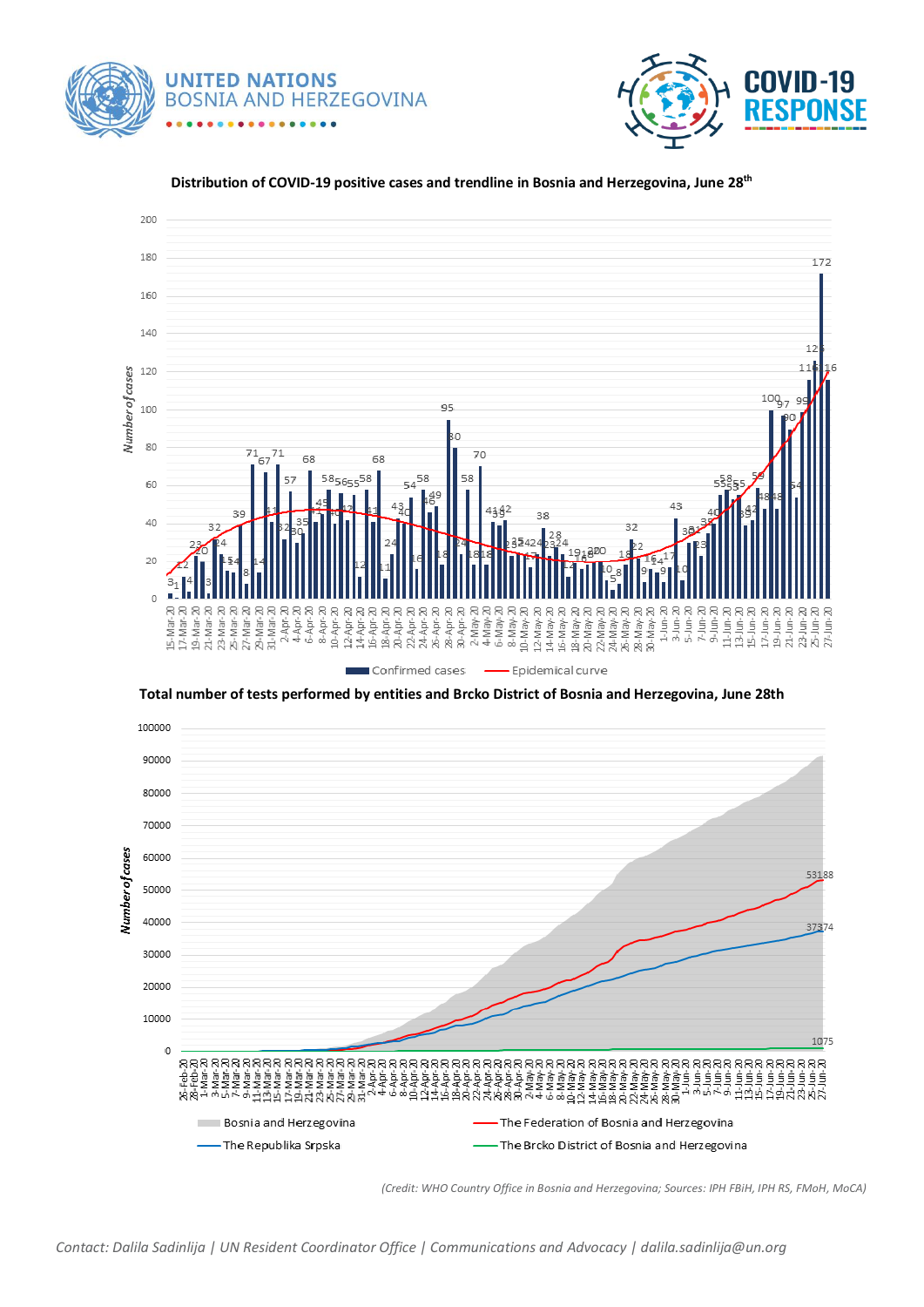UNITED NATIONS
BOSNIA AND HERZEGOVINA

COVID-19 RESPONSE

**Distribution of COVID-19 positive cases and trendline in Bosnia and Herzegovina, June 28th**

**Total number of tests performed by entities and Brcko District of Bosnia and Herzegovina, June 28th**

*(Credit: WHO Country Office in Bosnia and Herzegovina; Sources: IPH FBiH, IPH RS, FMoH, MoCA)*

*Contact: Dalila Sadinlija | UN Resident Coordinator Office | Communications and Advocacy | dalila.sadinlija@un.org*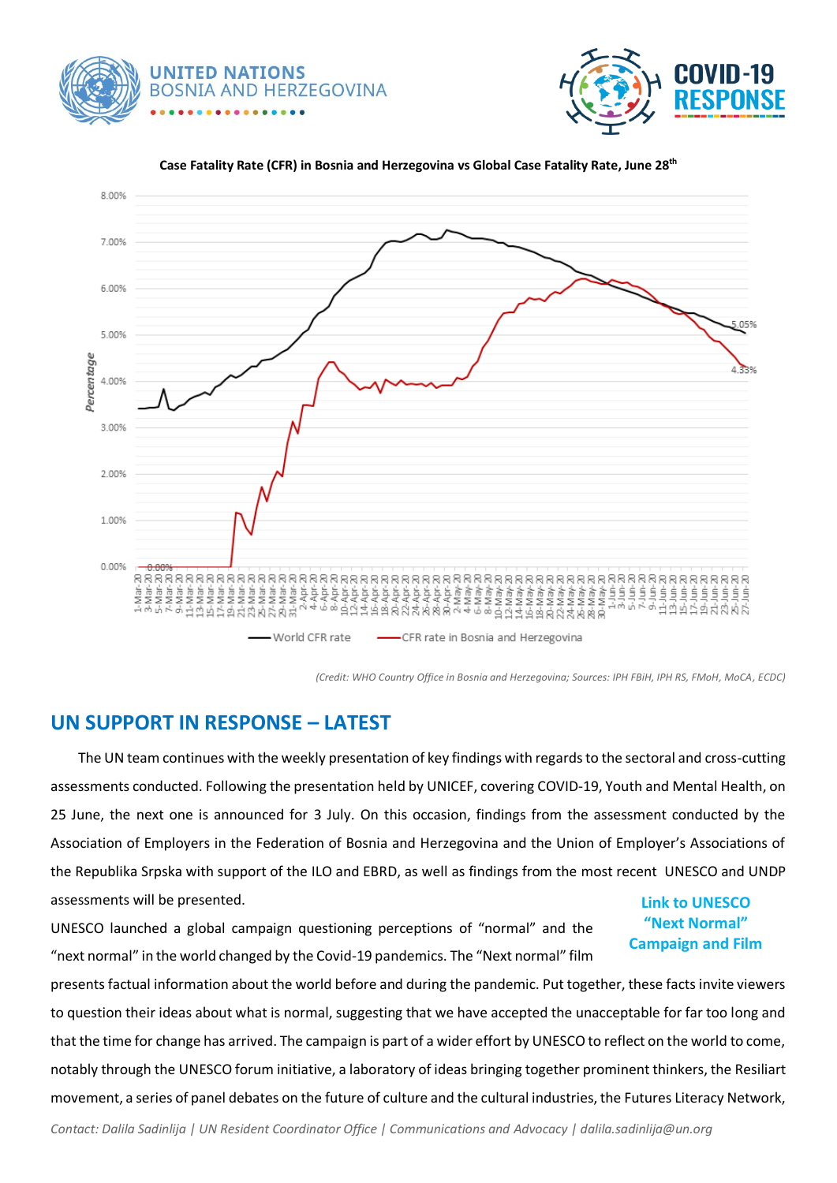**Case Fatality Rate (CFR) in Bosnia and Herzegovina vs Global Case Fatality Rate, June 28th**

*(Credit: WHO Country Office in Bosnia and Herzegovina; Sources: IPH FBiH, IPH RS, FMoH, MoCA, ECDC)*

## UN SUPPORT IN RESPONSE – LATEST

The UN team continues with the weekly presentation of key findings with regards to the sectoral and cross-cutting assessments conducted. Following the presentation held by UNICEF, covering COVID-19, Youth and Mental Health, on 25 June, the next one is announced for 3 July. On this occasion, findings from the assessment conducted by the Association of Employers in the Federation of Bosnia and Herzegovina and the Union of Employer's Associations of the Republika Srpska with support of the ILO and EBRD, as well as findings from the most recent UNESCO and UNDP assessments will be presented.

**Link to UNESCO "Next Normal" Campaign and Film**

UNESCO launched a global campaign questioning perceptions of "normal" and the "next normal" in the world changed by the Covid-19 pandemics. The "Next normal" film presents factual information about the world before and during the pandemic. Put together, these facts invite viewers to question their ideas about what is normal, suggesting that we have accepted the unacceptable for far too long and that the time for change has arrived. The campaign is part of a wider effort by UNESCO to reflect on the world to come, notably through the UNESCO forum initiative, a laboratory of ideas bringing together prominent thinkers, the Resiliart movement, a series of panel debates on the future of culture and the cultural industries, the Futures Literacy Network,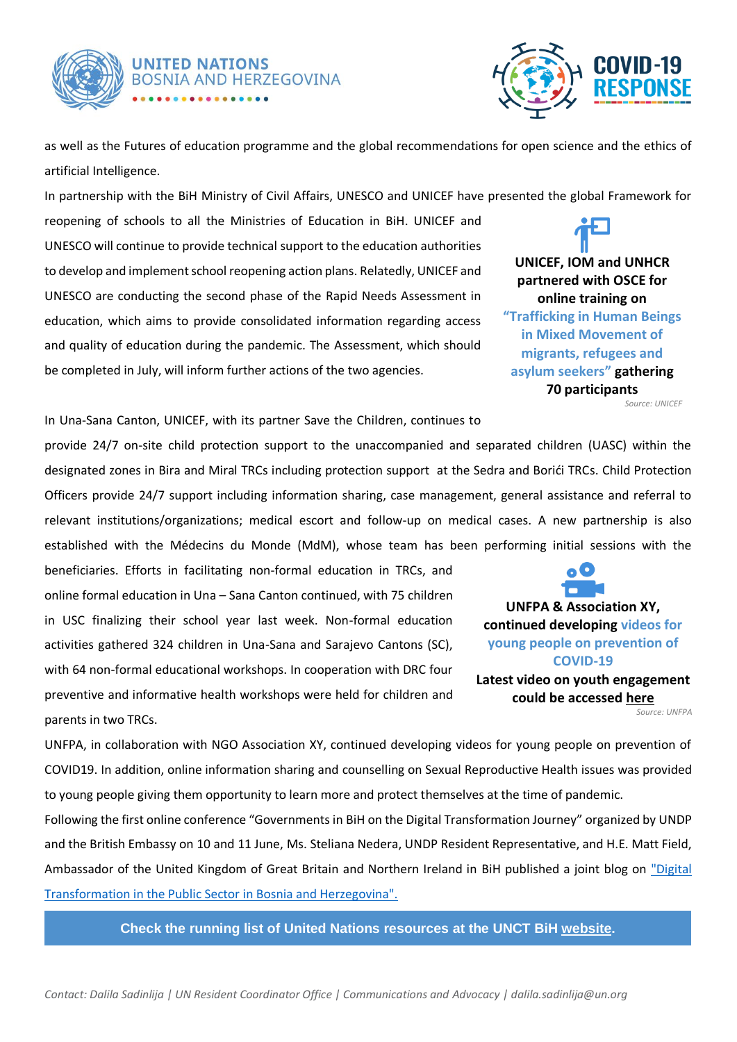as well as the Futures of education programme and the global recommendations for open science and the ethics of artificial Intelligence.

In partnership with the BiH Ministry of Civil Affairs, UNESCO and UNICEF have presented the global Framework for reopening of schools to all the Ministries of Education in BiH. UNICEF and UNESCO will continue to provide technical support to the education authorities to develop and implement school reopening action plans. Relatedly, UNICEF and UNESCO are conducting the second phase of the Rapid Needs Assessment in education, which aims to provide consolidated information regarding access and quality of education during the pandemic. The Assessment, which should be completed in July, will inform further actions of the two agencies.

**UNICEF, IOM and UNHCR partnered with OSCE for online training on "Trafficking in Human Beings in Mixed Movement of migrants, refugees and asylum seekers" gathering 70 participants**

*Source: UNICEF*

In Una-Sana Canton, UNICEF, with its partner Save the Children, continues to provide 24/7 on-site child protection support to the unaccompanied and separated children (UASC) within the designated zones in Bira and Miral TRCs including protection support at the Sedra and Borići TRCs. Child Protection Officers provide 24/7 support including information sharing, case management, general assistance and referral to relevant institutions/organizations; medical escort and follow-up on medical cases. A new partnership is also established with the Médecins du Monde (MdM), whose team has been performing initial sessions with the beneficiaries. Efforts in facilitating non-formal education in TRCs, and online formal education in Una – Sana Canton continued, with 75 children in USC finalizing their school year last week. Non-formal education activities gathered 324 children in Una-Sana and Sarajevo Cantons (SC), with 64 non-formal educational workshops. In cooperation with DRC four preventive and informative health workshops were held for children and parents in two TRCs.

**UNFPA & Association XY, continued developing videos for young people on prevention of COVID-19**

**Latest video on youth engagement could be accessed here**

*Source: UNFPA*

UNFPA, in collaboration with NGO Association XY, continued developing videos for young people on prevention of COVID19. In addition, online information sharing and counselling on Sexual Reproductive Health issues was provided to young people giving them opportunity to learn more and protect themselves at the time of pandemic.

Following the first online conference "Governments in BiH on the Digital Transformation Journey" organized by UNDP and the British Embassy on 10 and 11 June, Ms. Steliana Nedera, UNDP Resident Representative, and H.E. Matt Field, Ambassador of the United Kingdom of Great Britain and Northern Ireland in BiH published a joint blog on "Digital Transformation in the Public Sector in Bosnia and Herzegovina".

**Check the running list of United Nations resources at the UNCT BiH website.**

*Contact: Dalila Sadinlija | UN Resident Coordinator Office | Communications and Advocacy | dalila.sadinlija@un.org*